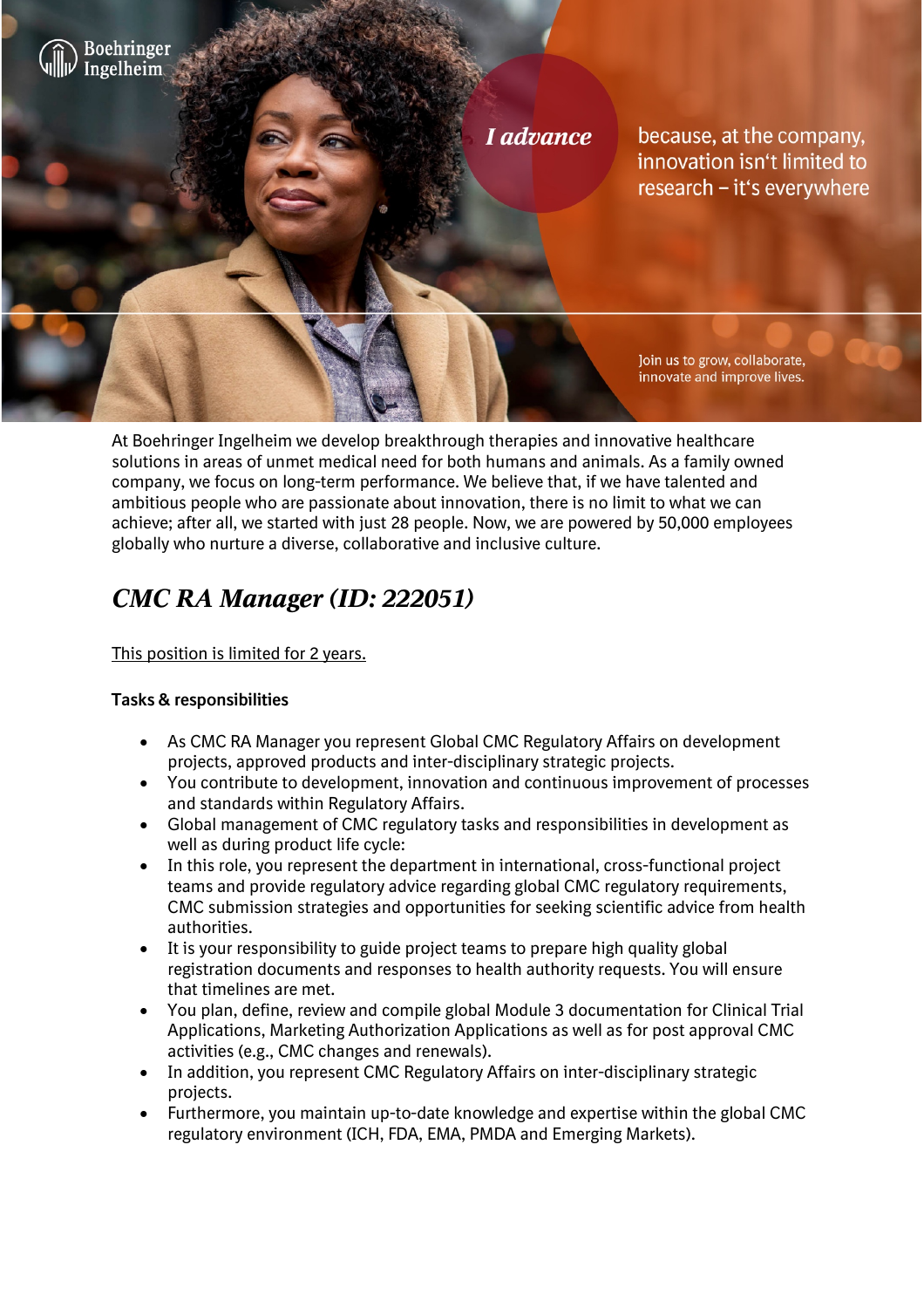Boehringer Ingelheim

*I advance* because, at the company, innovation isn't limited to research – it's everywhere

Join us to grow, collaborate, innovate and improve lives.

At Boehringer Ingelheim we develop breakthrough therapies and innovative healthcare solutions in areas of unmet medical need for both humans and animals. As a family owned company, we focus on long-term performance. We believe that, if we have talented and ambitious people who are passionate about innovation, there is no limit to what we can achieve; after all, we started with just 28 people. Now, we are powered by 50,000 employees globally who nurture a diverse, collaborative and inclusive culture.

# *CMC RA Manager (ID: 222051)*

This position is limited for 2 years.

**Tasks & responsibilities**

- As CMC RA Manager you represent Global CMC Regulatory Affairs on development projects, approved products and inter-disciplinary strategic projects.
- You contribute to development, innovation and continuous improvement of processes and standards within Regulatory Affairs.
- Global management of CMC regulatory tasks and responsibilities in development as well as during product life cycle:
- In this role, you represent the department in international, cross-functional project teams and provide regulatory advice regarding global CMC regulatory requirements, CMC submission strategies and opportunities for seeking scientific advice from health authorities.
- It is your responsibility to guide project teams to prepare high quality global registration documents and responses to health authority requests. You will ensure that timelines are met.
- You plan, define, review and compile global Module 3 documentation for Clinical Trial Applications, Marketing Authorization Applications as well as for post approval CMC activities (e.g., CMC changes and renewals).
- In addition, you represent CMC Regulatory Affairs on inter-disciplinary strategic projects.
- Furthermore, you maintain up-to-date knowledge and expertise within the global CMC regulatory environment (ICH, FDA, EMA, PMDA and Emerging Markets).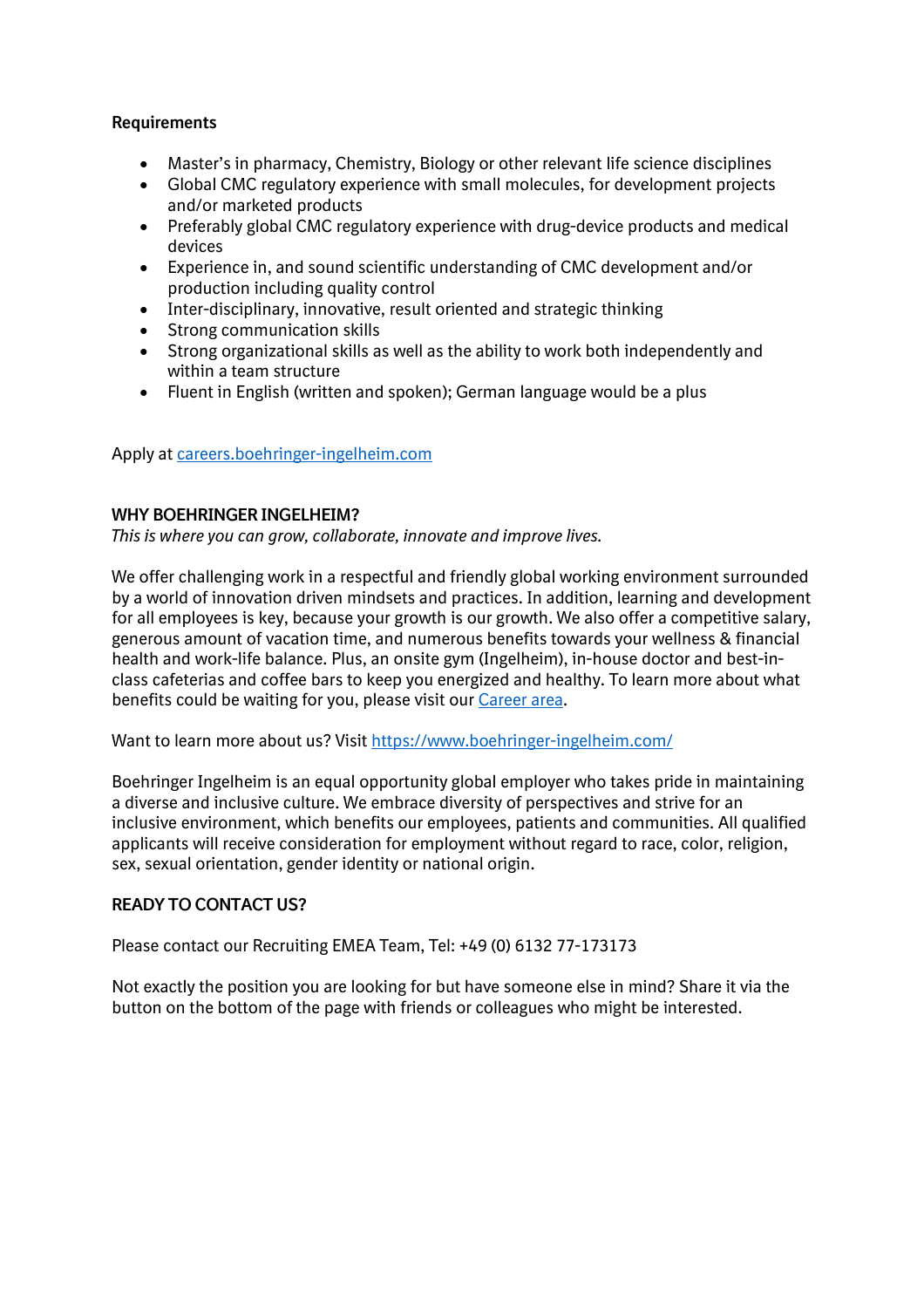**Requirements**

- Master's in pharmacy, Chemistry, Biology or other relevant life science disciplines
- Global CMC regulatory experience with small molecules, for development projects and/or marketed products
- Preferably global CMC regulatory experience with drug-device products and medical devices
- Experience in, and sound scientific understanding of CMC development and/or production including quality control
- Inter-disciplinary, innovative, result oriented and strategic thinking
- Strong communication skills
- Strong organizational skills as well as the ability to work both independently and within a team structure
- Fluent in English (written and spoken); German language would be a plus

Apply at [careers.boehringer-ingelheim.com](careers.boehringer-ingelheim.com)

**WHY BOEHRINGER INGELHEIM?**

*This is where you can grow, collaborate, innovate and improve lives.*

We offer challenging work in a respectful and friendly global working environment surrounded by a world of innovation driven mindsets and practices. In addition, learning and development for all employees is key, because your growth is our growth. We also offer a competitive salary, generous amount of vacation time, and numerous benefits towards your wellness & financial health and work-life balance. Plus, an onsite gym (Ingelheim), in-house doctor and best-in-class cafeterias and coffee bars to keep you energized and healthy. To learn more about what benefits could be waiting for you, please visit our Career area.

Want to learn more about us? Visit [https://www.boehringer-ingelheim.com/](https://www.boehringer-ingelheim.com/)

Boehringer Ingelheim is an equal opportunity global employer who takes pride in maintaining a diverse and inclusive culture. We embrace diversity of perspectives and strive for an inclusive environment, which benefits our employees, patients and communities. All qualified applicants will receive consideration for employment without regard to race, color, religion, sex, sexual orientation, gender identity or national origin.

**READY TO CONTACT US?**

Please contact our Recruiting EMEA Team, Tel: +49 (0) 6132 77-173173

Not exactly the position you are looking for but have someone else in mind? Share it via the button on the bottom of the page with friends or colleagues who might be interested.